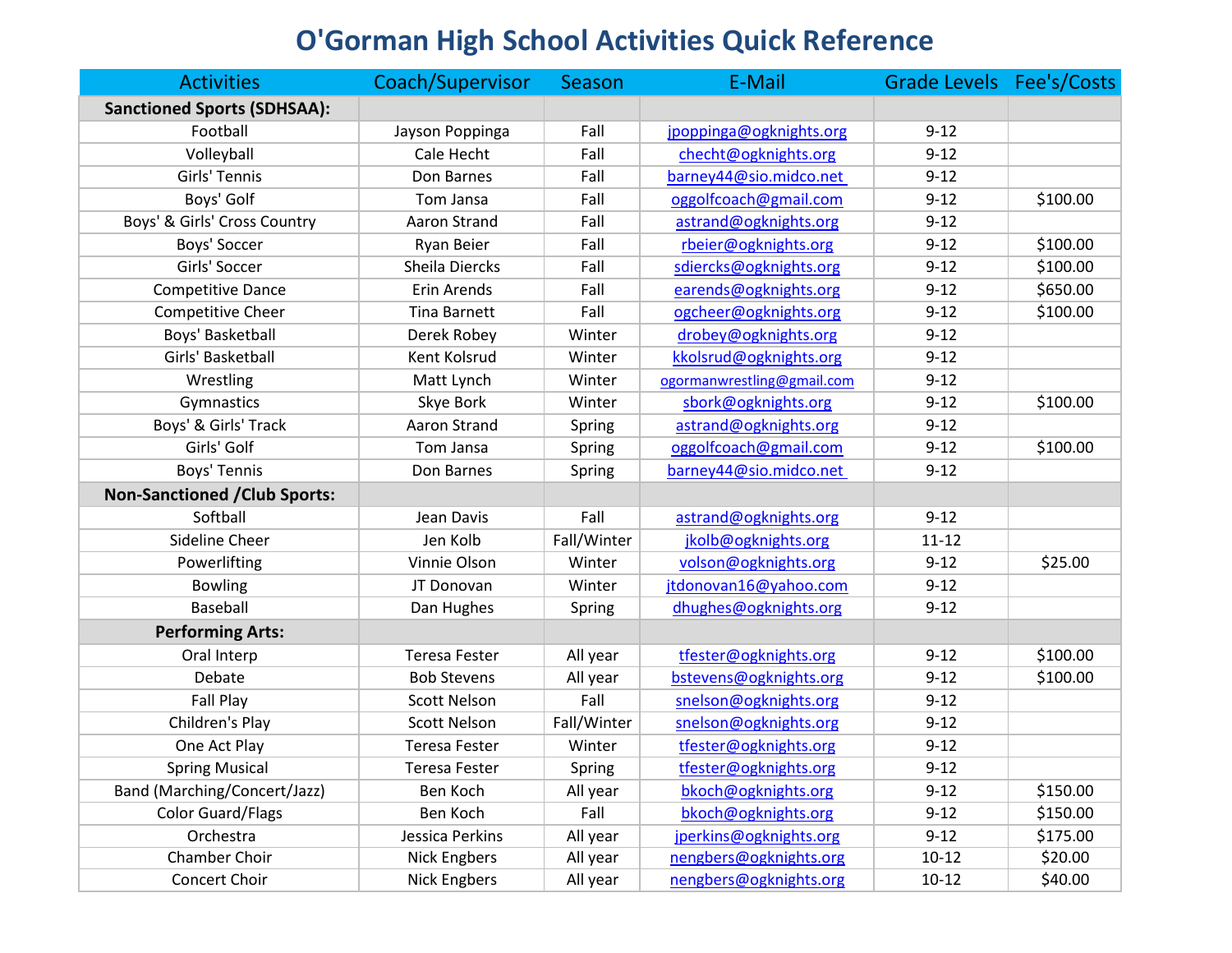# O'Gorman High School Activities Quick Reference

| Activities | Coach/Supervisor | Season | E-Mail | Grade Levels | Fee's/Costs |
|---|---|---|---|---|---|
| **Sanctioned Sports (SDHSAA):** | | | | | |
| Football | Jayson Poppinga | Fall | jpoppinga@ogknights.org | 9-12 | |
| Volleyball | Cale Hecht | Fall | checht@ogknights.org | 9-12 | |
| Girls' Tennis | Don Barnes | Fall | barney44@sio.midco.net | 9-12 | |
| Boys' Golf | Tom Jansa | Fall | oggolfcoach@gmail.com | 9-12 | $100.00 |
| Boys' & Girls' Cross Country | Aaron Strand | Fall | astrand@ogknights.org | 9-12 | |
| Boys' Soccer | Ryan Beier | Fall | rbeier@ogknights.org | 9-12 | $100.00 |
| Girls' Soccer | Sheila Diercks | Fall | sdiercks@ogknights.org | 9-12 | $100.00 |
| Competitive Dance | Erin Arends | Fall | earends@ogknights.org | 9-12 | $650.00 |
| Competitive Cheer | Tina Barnett | Fall | ogcheer@ogknights.org | 9-12 | $100.00 |
| Boys' Basketball | Derek Robey | Winter | drobey@ogknights.org | 9-12 | |
| Girls' Basketball | Kent Kolsrud | Winter | kkolsrud@ogknights.org | 9-12 | |
| Wrestling | Matt Lynch | Winter | ogormanwrestling@gmail.com | 9-12 | |
| Gymnastics | Skye Bork | Winter | sbork@ogknights.org | 9-12 | $100.00 |
| Boys' & Girls' Track | Aaron Strand | Spring | astrand@ogknights.org | 9-12 | |
| Girls' Golf | Tom Jansa | Spring | oggolfcoach@gmail.com | 9-12 | $100.00 |
| Boys' Tennis | Don Barnes | Spring | barney44@sio.midco.net | 9-12 | |
| **Non-Sanctioned /Club Sports:** | | | | | |
| Softball | Jean Davis | Fall | astrand@ogknights.org | 9-12 | |
| Sideline Cheer | Jen Kolb | Fall/Winter | jkolb@ogknights.org | 11-12 | |
| Powerlifting | Vinnie Olson | Winter | volson@ogknights.org | 9-12 | $25.00 |
| Bowling | JT Donovan | Winter | jtdonovan16@yahoo.com | 9-12 | |
| Baseball | Dan Hughes | Spring | dhughes@ogknights.org | 9-12 | |
| **Performing Arts:** | | | | | |
| Oral Interp | Teresa Fester | All year | tfester@ogknights.org | 9-12 | $100.00 |
| Debate | Bob Stevens | All year | bstevens@ogknights.org | 9-12 | $100.00 |
| Fall Play | Scott Nelson | Fall | snelson@ogknights.org | 9-12 | |
| Children's Play | Scott Nelson | Fall/Winter | snelson@ogknights.org | 9-12 | |
| One Act Play | Teresa Fester | Winter | tfester@ogknights.org | 9-12 | |
| Spring Musical | Teresa Fester | Spring | tfester@ogknights.org | 9-12 | |
| Band (Marching/Concert/Jazz) | Ben Koch | All year | bkoch@ogknights.org | 9-12 | $150.00 |
| Color Guard/Flags | Ben Koch | Fall | bkoch@ogknights.org | 9-12 | $150.00 |
| Orchestra | Jessica Perkins | All year | jperkins@ogknights.org | 9-12 | $175.00 |
| Chamber Choir | Nick Engbers | All year | nengbers@ogknights.org | 10-12 | $20.00 |
| Concert Choir | Nick Engbers | All year | nengbers@ogknights.org | 10-12 | $40.00 |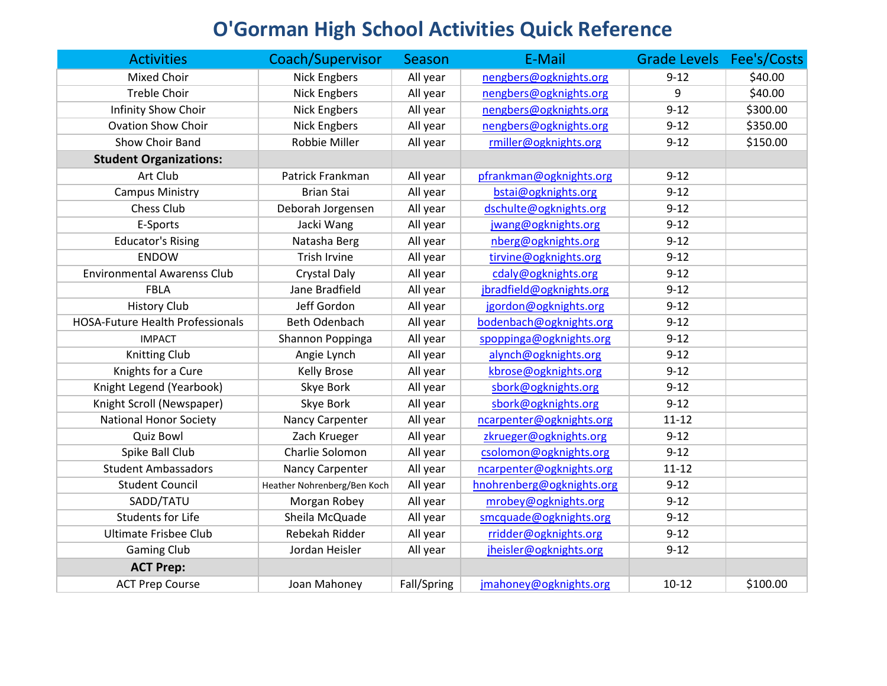# O'Gorman High School Activities Quick Reference

| Activities | Coach/Supervisor | Season | E-Mail | Grade Levels | Fee's/Costs |
|---|---|---|---|---|---|
| Mixed Choir | Nick Engbers | All year | nengbers@ogknights.org | 9-12 | $40.00 |
| Treble Choir | Nick Engbers | All year | nengbers@ogknights.org | 9 | $40.00 |
| Infinity Show Choir | Nick Engbers | All year | nengbers@ogknights.org | 9-12 | $300.00 |
| Ovation Show Choir | Nick Engbers | All year | nengbers@ogknights.org | 9-12 | $350.00 |
| Show Choir Band | Robbie Miller | All year | rmiller@ogknights.org | 9-12 | $150.00 |
| **Student Organizations:** | | | | | |
| Art Club | Patrick Frankman | All year | pfrankman@ogknights.org | 9-12 | |
| Campus Ministry | Brian Stai | All year | bstai@ogknights.org | 9-12 | |
| Chess Club | Deborah Jorgensen | All year | dschulte@ogknights.org | 9-12 | |
| E-Sports | Jacki Wang | All year | jwang@ogknights.org | 9-12 | |
| Educator's Rising | Natasha Berg | All year | nberg@ogknights.org | 9-12 | |
| ENDOW | Trish Irvine | All year | tirvine@ogknights.org | 9-12 | |
| Environmental Awarenss Club | Crystal Daly | All year | cdaly@ogknights.org | 9-12 | |
| FBLA | Jane Bradfield | All year | jbradfield@ogknights.org | 9-12 | |
| History Club | Jeff Gordon | All year | jgordon@ogknights.org | 9-12 | |
| HOSA-Future Health Professionals | Beth Odenbach | All year | bodenbach@ogknights.org | 9-12 | |
| IMPACT | Shannon Poppinga | All year | spoppinga@ogknights.org | 9-12 | |
| Knitting Club | Angie Lynch | All year | alynch@ogknights.org | 9-12 | |
| Knights for a Cure | Kelly Brose | All year | kbrose@ogknights.org | 9-12 | |
| Knight Legend (Yearbook) | Skye Bork | All year | sbork@ogknights.org | 9-12 | |
| Knight Scroll (Newspaper) | Skye Bork | All year | sbork@ogknights.org | 9-12 | |
| National Honor Society | Nancy Carpenter | All year | ncarpenter@ogknights.org | 11-12 | |
| Quiz Bowl | Zach Krueger | All year | zkrueger@ogknights.org | 9-12 | |
| Spike Ball Club | Charlie Solomon | All year | csolomon@ogknights.org | 9-12 | |
| Student Ambassadors | Nancy Carpenter | All year | ncarpenter@ogknights.org | 11-12 | |
| Student Council | Heather Nohrenberg/Ben Koch | All year | hnohrenberg@ogknights.org | 9-12 | |
| SADD/TATU | Morgan Robey | All year | mrobey@ogknights.org | 9-12 | |
| Students for Life | Sheila McQuade | All year | smcquade@ogknights.org | 9-12 | |
| Ultimate Frisbee Club | Rebekah Ridder | All year | rridder@ogknights.org | 9-12 | |
| Gaming Club | Jordan Heisler | All year | jheisler@ogknights.org | 9-12 | |
| **ACT Prep:** | | | | | |
| ACT Prep Course | Joan Mahoney | Fall/Spring | jmahoney@ogknights.org | 10-12 | $100.00 |